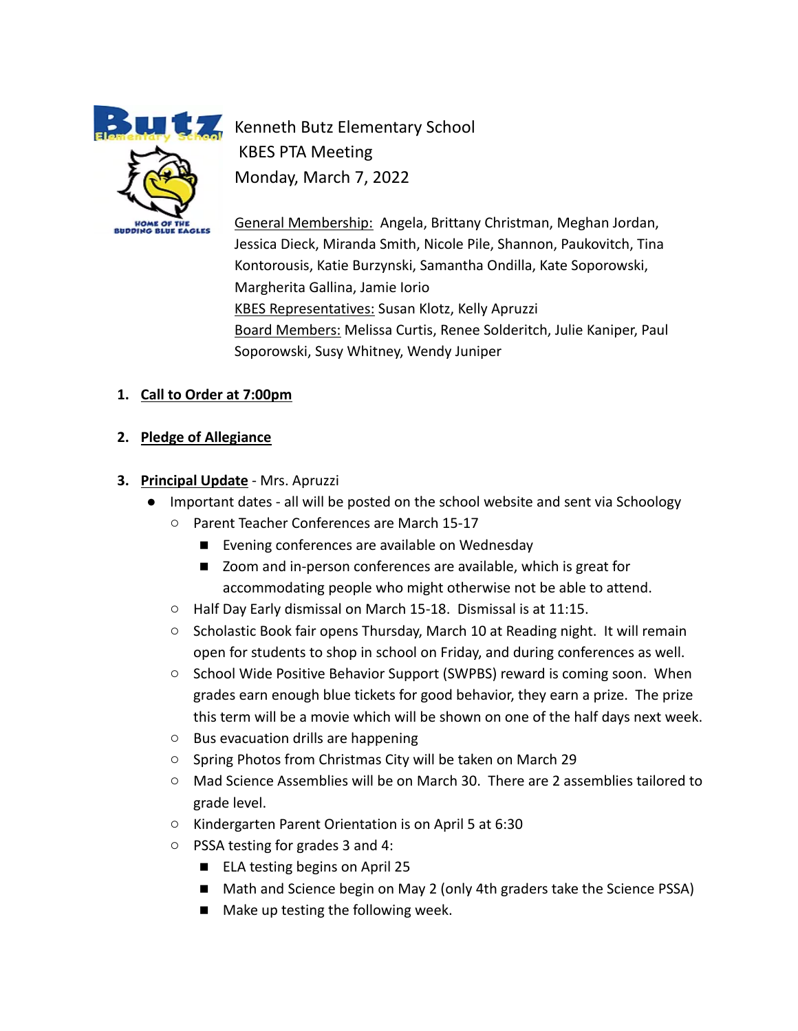# Kenneth Butz Elementary School

## KBES PTA Meeting

## Monday, March 7, 2022

General Membership: Angela, Brittany Christman, Meghan Jordan, Jessica Dieck, Miranda Smith, Nicole Pile, Shannon, Paukovitch, Tina Kontorousis, Katie Burzynski, Samantha Ondilla, Kate Soporowski, Margherita Gallina, Jamie Iorio

KBES Representatives: Susan Klotz, Kelly Apruzzi

Board Members: Melissa Curtis, Renee Solderitch, Julie Kaniper, Paul Soporowski, Susy Whitney, Wendy Juniper

1. **Call to Order at 7:00pm**

2. **Pledge of Allegiance**

3. **Principal Update** - Mrs. Apruzzi
   - Important dates - all will be posted on the school website and sent via Schoology
     - Parent Teacher Conferences are March 15-17
       - Evening conferences are available on Wednesday
       - Zoom and in-person conferences are available, which is great for accommodating people who might otherwise not be able to attend.
     - Half Day Early dismissal on March 15-18. Dismissal is at 11:15.
     - Scholastic Book fair opens Thursday, March 10 at Reading night. It will remain open for students to shop in school on Friday, and during conferences as well.
     - School Wide Positive Behavior Support (SWPBS) reward is coming soon. When grades earn enough blue tickets for good behavior, they earn a prize. The prize this term will be a movie which will be shown on one of the half days next week.
     - Bus evacuation drills are happening
     - Spring Photos from Christmas City will be taken on March 29
     - Mad Science Assemblies will be on March 30. There are 2 assemblies tailored to grade level.
     - Kindergarten Parent Orientation is on April 5 at 6:30
     - PSSA testing for grades 3 and 4:
       - ELA testing begins on April 25
       - Math and Science begin on May 2 (only 4th graders take the Science PSSA)
       - Make up testing the following week.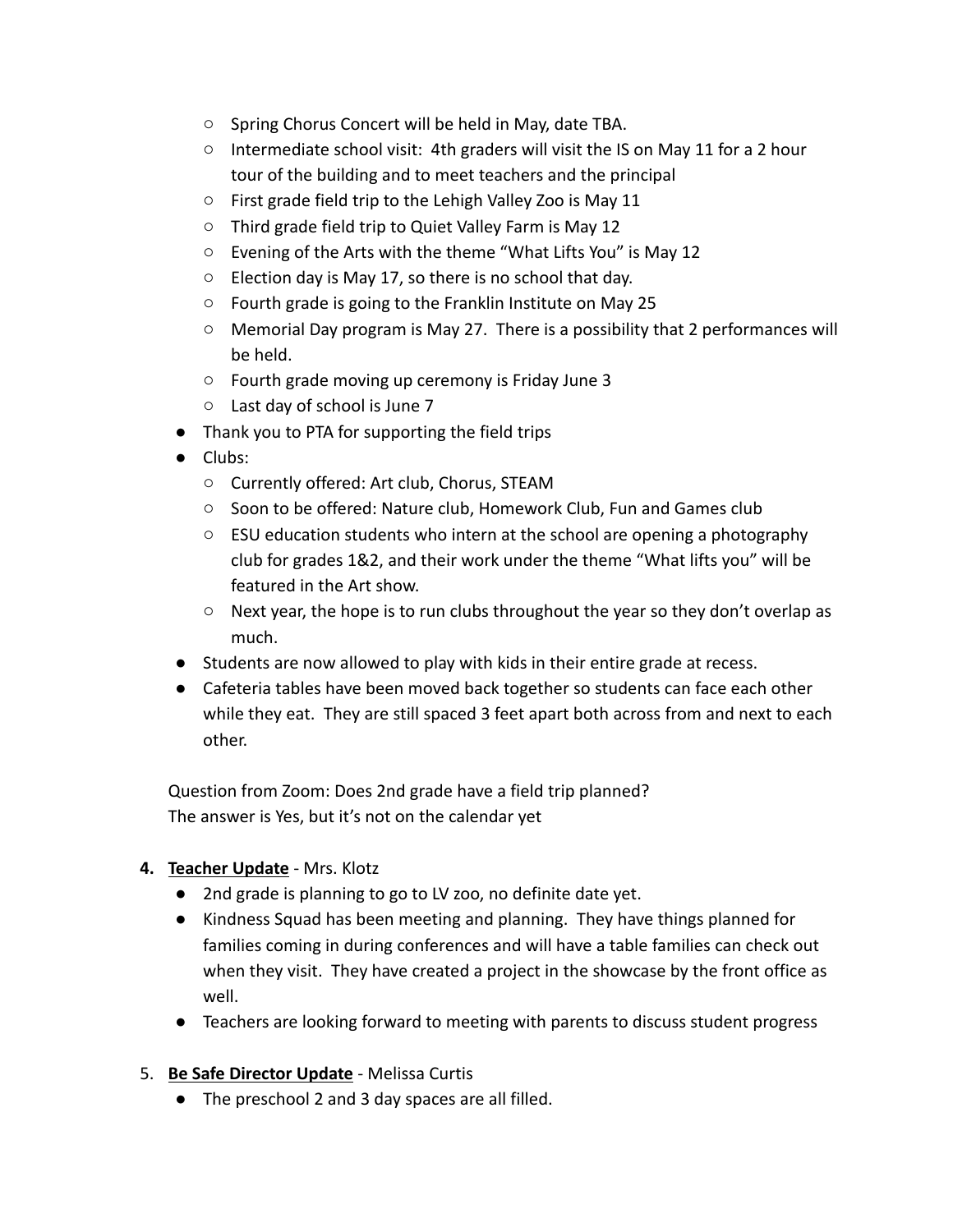- Spring Chorus Concert will be held in May, date TBA.
  - Intermediate school visit: 4th graders will visit the IS on May 11 for a 2 hour tour of the building and to meet teachers and the principal
  - First grade field trip to the Lehigh Valley Zoo is May 11
  - Third grade field trip to Quiet Valley Farm is May 12
  - Evening of the Arts with the theme "What Lifts You" is May 12
  - Election day is May 17, so there is no school that day.
  - Fourth grade is going to the Franklin Institute on May 25
  - Memorial Day program is May 27. There is a possibility that 2 performances will be held.
  - Fourth grade moving up ceremony is Friday June 3
  - Last day of school is June 7
- Thank you to PTA for supporting the field trips
- Clubs:
  - Currently offered: Art club, Chorus, STEAM
  - Soon to be offered: Nature club, Homework Club, Fun and Games club
  - ESU education students who intern at the school are opening a photography club for grades 1&2, and their work under the theme "What lifts you" will be featured in the Art show.
  - Next year, the hope is to run clubs throughout the year so they don't overlap as much.
- Students are now allowed to play with kids in their entire grade at recess.
- Cafeteria tables have been moved back together so students can face each other while they eat. They are still spaced 3 feet apart both across from and next to each other.

Question from Zoom: Does 2nd grade have a field trip planned?
The answer is Yes, but it's not on the calendar yet

4. **<u>Teacher Update</u>** - Mrs. Klotz
   - 2nd grade is planning to go to LV zoo, no definite date yet.
   - Kindness Squad has been meeting and planning. They have things planned for families coming in during conferences and will have a table families can check out when they visit. They have created a project in the showcase by the front office as well.
   - Teachers are looking forward to meeting with parents to discuss student progress

5. **<u>Be Safe Director Update</u>** - Melissa Curtis
   - The preschool 2 and 3 day spaces are all filled.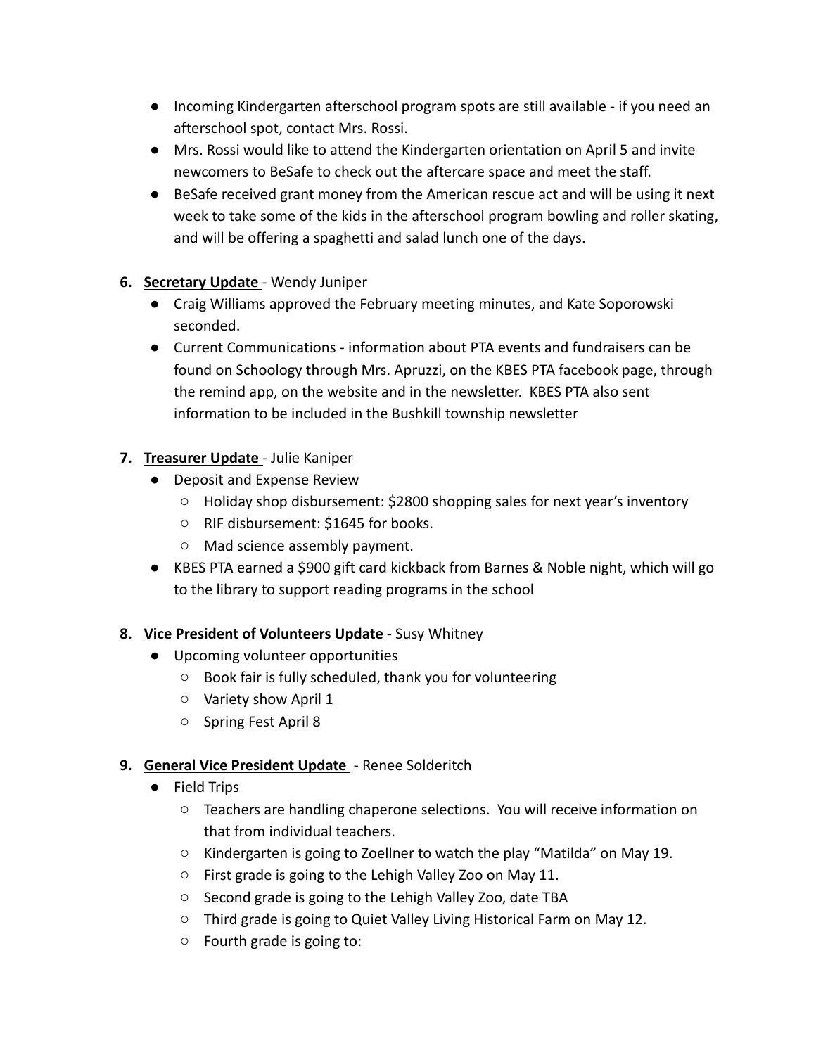- Incoming Kindergarten afterschool program spots are still available - if you need an afterschool spot, contact Mrs. Rossi.
- Mrs. Rossi would like to attend the Kindergarten orientation on April 5 and invite newcomers to BeSafe to check out the aftercare space and meet the staff.
- BeSafe received grant money from the American rescue act and will be using it next week to take some of the kids in the afterschool program bowling and roller skating, and will be offering a spaghetti and salad lunch one of the days.

6. **<u>Secretary Update</u>** - Wendy Juniper
   - Craig Williams approved the February meeting minutes, and Kate Soporowski seconded.
   - Current Communications - information about PTA events and fundraisers can be found on Schoology through Mrs. Apruzzi, on the KBES PTA facebook page, through the remind app, on the website and in the newsletter. KBES PTA also sent information to be included in the Bushkill township newsletter

7. **<u>Treasurer Update</u>** - Julie Kaniper
   - Deposit and Expense Review
     - Holiday shop disbursement: $2800 shopping sales for next year's inventory
     - RIF disbursement: $1645 for books.
     - Mad science assembly payment.
   - KBES PTA earned a $900 gift card kickback from Barnes & Noble night, which will go to the library to support reading programs in the school

8. **<u>Vice President of Volunteers Update</u>** - Susy Whitney
   - Upcoming volunteer opportunities
     - Book fair is fully scheduled, thank you for volunteering
     - Variety show April 1
     - Spring Fest April 8

9. **<u>General Vice President Update</u>** - Renee Solderitch
   - Field Trips
     - Teachers are handling chaperone selections. You will receive information on that from individual teachers.
     - Kindergarten is going to Zoellner to watch the play "Matilda" on May 19.
     - First grade is going to the Lehigh Valley Zoo on May 11.
     - Second grade is going to the Lehigh Valley Zoo, date TBA
     - Third grade is going to Quiet Valley Living Historical Farm on May 12.
     - Fourth grade is going to: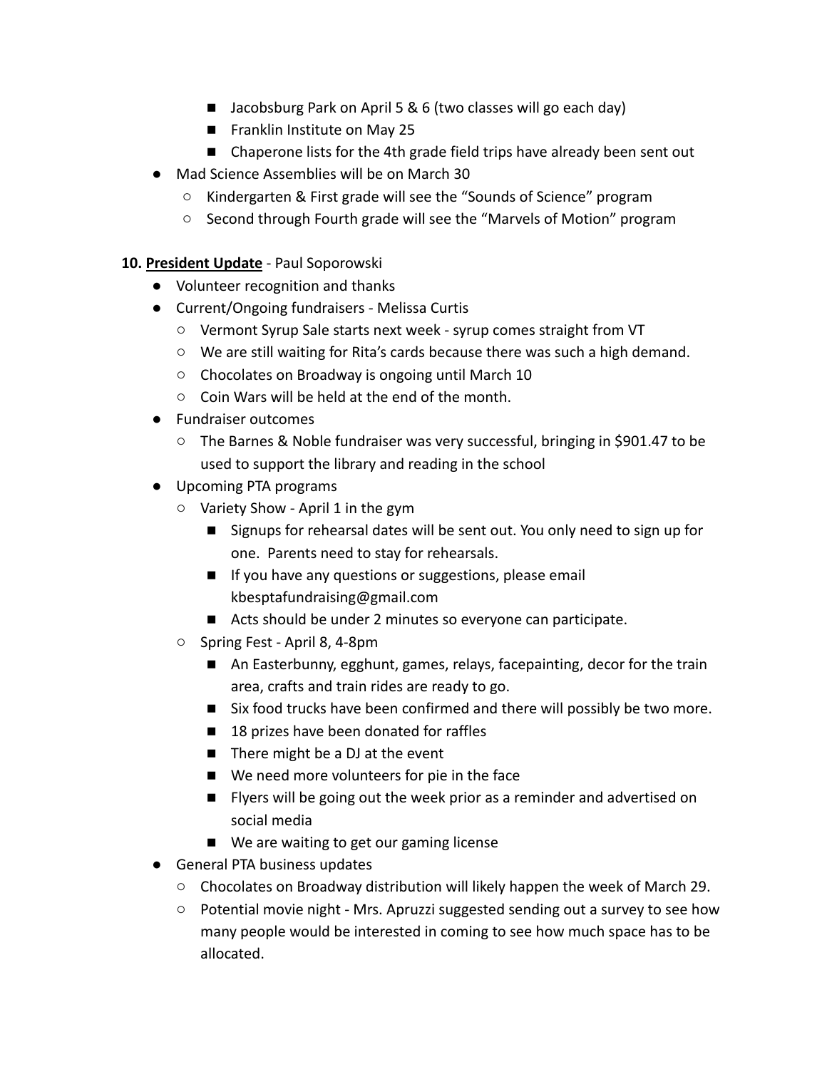- Jacobsburg Park on April 5 & 6 (two classes will go each day)
        - Franklin Institute on May 25
        - Chaperone lists for the 4th grade field trips have already been sent out
- Mad Science Assemblies will be on March 30
    - Kindergarten & First grade will see the "Sounds of Science" program
    - Second through Fourth grade will see the "Marvels of Motion" program

**10. <u>President Update</u>** - Paul Soporowski

- Volunteer recognition and thanks
- Current/Ongoing fundraisers - Melissa Curtis
    - Vermont Syrup Sale starts next week - syrup comes straight from VT
    - We are still waiting for Rita's cards because there was such a high demand.
    - Chocolates on Broadway is ongoing until March 10
    - Coin Wars will be held at the end of the month.
- Fundraiser outcomes
    - The Barnes & Noble fundraiser was very successful, bringing in $901.47 to be used to support the library and reading in the school
- Upcoming PTA programs
    - Variety Show - April 1 in the gym
        - Signups for rehearsal dates will be sent out. You only need to sign up for one. Parents need to stay for rehearsals.
        - If you have any questions or suggestions, please email kbesptafundraising@gmail.com
        - Acts should be under 2 minutes so everyone can participate.
    - Spring Fest - April 8, 4-8pm
        - An Easterbunny, egghunt, games, relays, facepainting, decor for the train area, crafts and train rides are ready to go.
        - Six food trucks have been confirmed and there will possibly be two more.
        - 18 prizes have been donated for raffles
        - There might be a DJ at the event
        - We need more volunteers for pie in the face
        - Flyers will be going out the week prior as a reminder and advertised on social media
        - We are waiting to get our gaming license
- General PTA business updates
    - Chocolates on Broadway distribution will likely happen the week of March 29.
    - Potential movie night - Mrs. Apruzzi suggested sending out a survey to see how many people would be interested in coming to see how much space has to be allocated.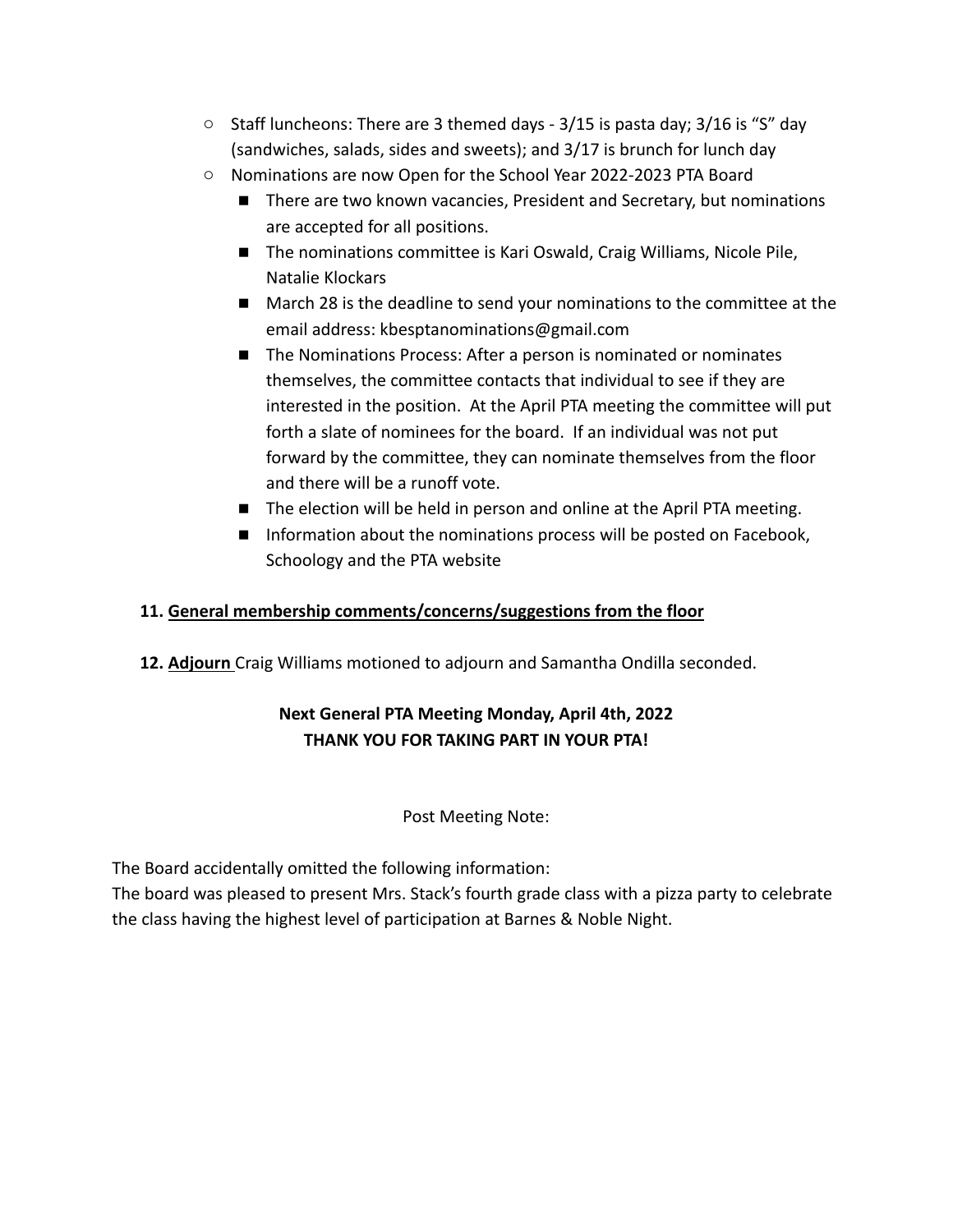- Staff luncheons: There are 3 themed days - 3/15 is pasta day; 3/16 is "S" day (sandwiches, salads, sides and sweets); and 3/17 is brunch for lunch day
- Nominations are now Open for the School Year 2022-2023 PTA Board
  - There are two known vacancies, President and Secretary, but nominations are accepted for all positions.
  - The nominations committee is Kari Oswald, Craig Williams, Nicole Pile, Natalie Klockars
  - March 28 is the deadline to send your nominations to the committee at the email address: kbesptanominations@gmail.com
  - The Nominations Process: After a person is nominated or nominates themselves, the committee contacts that individual to see if they are interested in the position. At the April PTA meeting the committee will put forth a slate of nominees for the board. If an individual was not put forward by the committee, they can nominate themselves from the floor and there will be a runoff vote.
  - The election will be held in person and online at the April PTA meeting.
  - Information about the nominations process will be posted on Facebook, Schoology and the PTA website

**11. <u>General membership comments/concerns/suggestions from the floor</u>**

**12. <u>Adjourn</u>** Craig Williams motioned to adjourn and Samantha Ondilla seconded.

**Next General PTA Meeting Monday, April 4th, 2022**
**THANK YOU FOR TAKING PART IN YOUR PTA!**

Post Meeting Note:

The Board accidentally omitted the following information:
The board was pleased to present Mrs. Stack's fourth grade class with a pizza party to celebrate the class having the highest level of participation at Barnes & Noble Night.